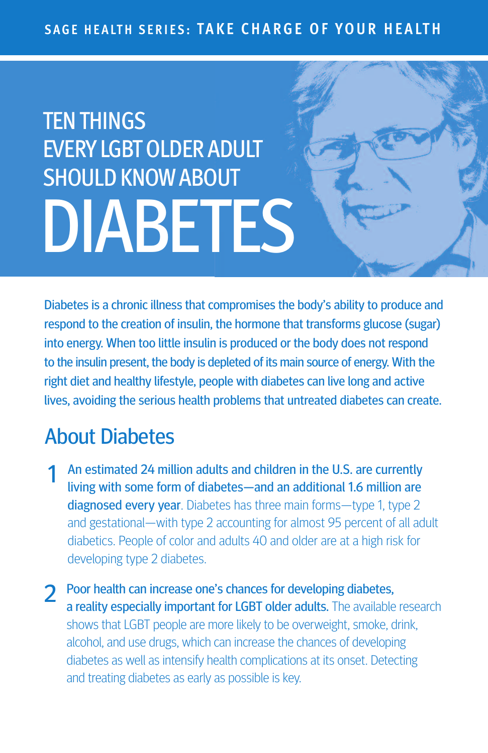SAGE HEALTH SERIES: TAKE CHARGE OF YOUR HEALTH

# TEN THINGS EVERY LGBT OLDER ADULT SHOULD KNOW ABOUT DIABETES

Diabetes is a chronic illness that compromises the body's ability to produce and respond to the creation of insulin, the hormone that transforms glucose (sugar) into energy. When too little insulin is produced or the body does not respond to the insulin present, the body is depleted of its main source of energy. With the right diet and healthy lifestyle, people with diabetes can live long and active lives, avoiding the serious health problems that untreated diabetes can create.

## About Diabetes

1. **An estimated 24 million adults and children in the U.S. are currently living with some form of diabetes—and an additional 1.6 million are diagnosed every year**. Diabetes has three main forms—type 1, type 2 and gestational—with type 2 accounting for almost 95 percent of all adult diabetics. People of color and adults 40 and older are at a high risk for developing type 2 diabetes.

2. **Poor health can increase one's chances for developing diabetes, a reality especially important for LGBT older adults.** The available research shows that LGBT people are more likely to be overweight, smoke, drink, alcohol, and use drugs, which can increase the chances of developing diabetes as well as intensify health complications at its onset. Detecting and treating diabetes as early as possible is key.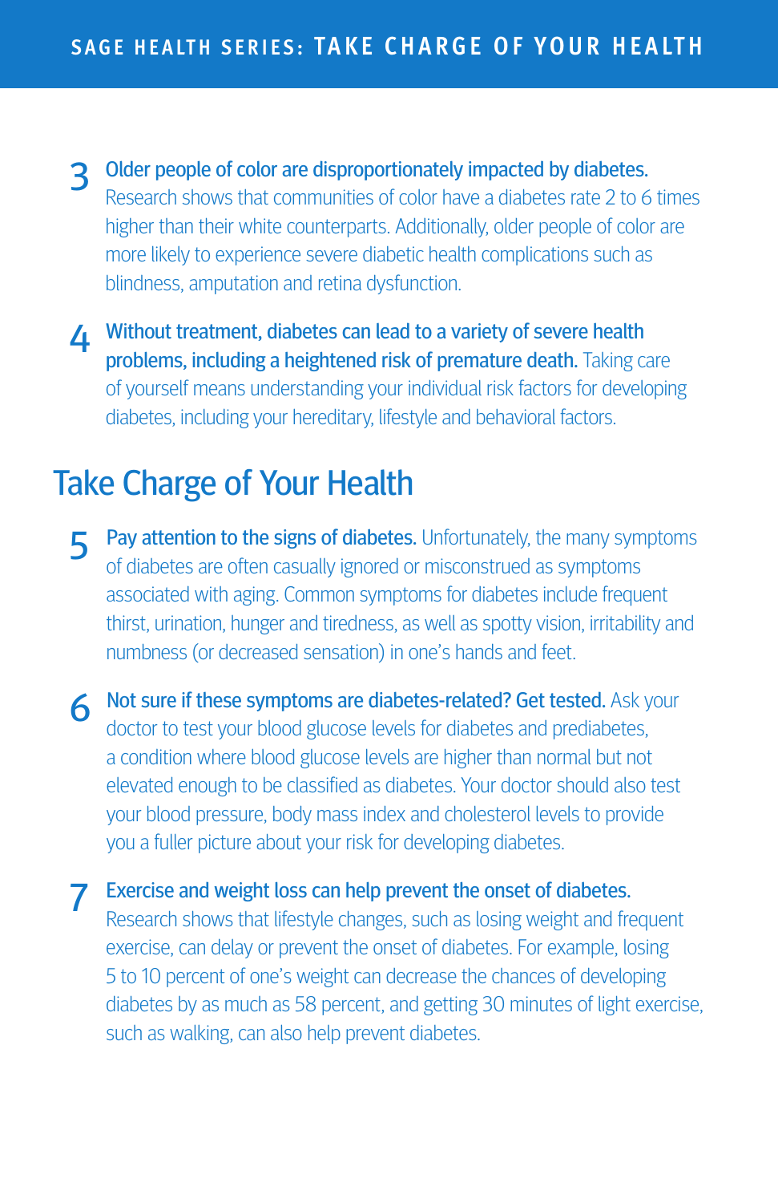3. **Older people of color are disproportionately impacted by diabetes.** Research shows that communities of color have a diabetes rate 2 to 6 times higher than their white counterparts. Additionally, older people of color are more likely to experience severe diabetic health complications such as blindness, amputation and retina dysfunction.

4. **Without treatment, diabetes can lead to a variety of severe health problems, including a heightened risk of premature death.** Taking care of yourself means understanding your individual risk factors for developing diabetes, including your hereditary, lifestyle and behavioral factors.

## Take Charge of Your Health

5. **Pay attention to the signs of diabetes.** Unfortunately, the many symptoms of diabetes are often casually ignored or misconstrued as symptoms associated with aging. Common symptoms for diabetes include frequent thirst, urination, hunger and tiredness, as well as spotty vision, irritability and numbness (or decreased sensation) in one's hands and feet.

6. **Not sure if these symptoms are diabetes-related? Get tested.** Ask your doctor to test your blood glucose levels for diabetes and prediabetes, a condition where blood glucose levels are higher than normal but not elevated enough to be classified as diabetes. Your doctor should also test your blood pressure, body mass index and cholesterol levels to provide you a fuller picture about your risk for developing diabetes.

7. **Exercise and weight loss can help prevent the onset of diabetes.** Research shows that lifestyle changes, such as losing weight and frequent exercise, can delay or prevent the onset of diabetes. For example, losing 5 to 10 percent of one's weight can decrease the chances of developing diabetes by as much as 58 percent, and getting 30 minutes of light exercise, such as walking, can also help prevent diabetes.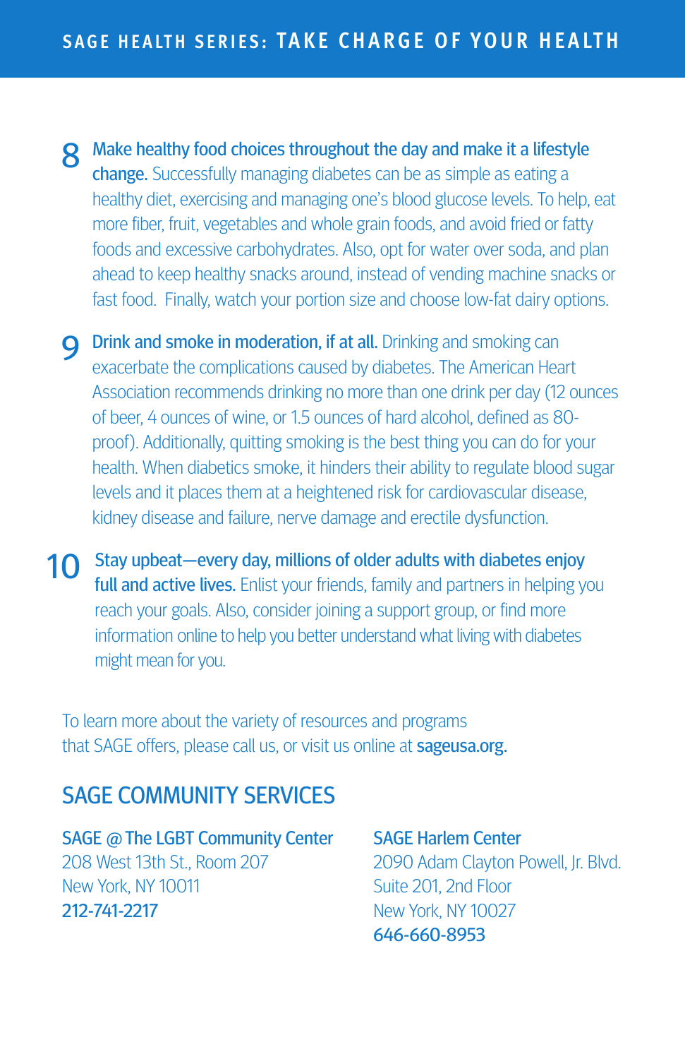8. **Make healthy food choices throughout the day and make it a lifestyle change.** Successfully managing diabetes can be as simple as eating a healthy diet, exercising and managing one's blood glucose levels. To help, eat more fiber, fruit, vegetables and whole grain foods, and avoid fried or fatty foods and excessive carbohydrates. Also, opt for water over soda, and plan ahead to keep healthy snacks around, instead of vending machine snacks or fast food. Finally, watch your portion size and choose low-fat dairy options.

9. **Drink and smoke in moderation, if at all.** Drinking and smoking can exacerbate the complications caused by diabetes. The American Heart Association recommends drinking no more than one drink per day (12 ounces of beer, 4 ounces of wine, or 1.5 ounces of hard alcohol, defined as 80-proof). Additionally, quitting smoking is the best thing you can do for your health. When diabetics smoke, it hinders their ability to regulate blood sugar levels and it places them at a heightened risk for cardiovascular disease, kidney disease and failure, nerve damage and erectile dysfunction.

10. **Stay upbeat—every day, millions of older adults with diabetes enjoy full and active lives.** Enlist your friends, family and partners in helping you reach your goals. Also, consider joining a support group, or find more information online to help you better understand what living with diabetes might mean for you.

To learn more about the variety of resources and programs that SAGE offers, please call us, or visit us online at **sageusa.org.**

## SAGE COMMUNITY SERVICES

**SAGE @ The LGBT Community Center**
208 West 13th St., Room 207
New York, NY 10011
**212-741-2217**

**SAGE Harlem Center**
2090 Adam Clayton Powell, Jr. Blvd.
Suite 201, 2nd Floor
New York, NY 10027
**646-660-8953**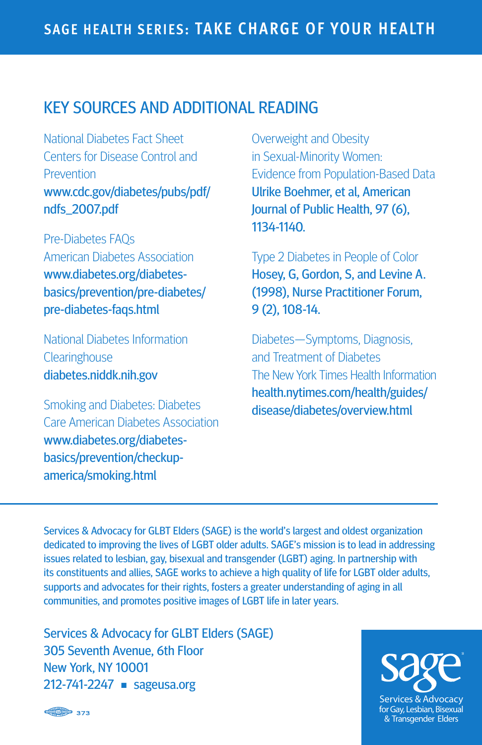## KEY SOURCES AND ADDITIONAL READING

National Diabetes Fact Sheet
Centers for Disease Control and Prevention
**www.cdc.gov/diabetes/pubs/pdf/ndfs_2007.pdf**

Pre-Diabetes FAQs
American Diabetes Association
**www.diabetes.org/diabetes-basics/prevention/pre-diabetes/pre-diabetes-faqs.html**

National Diabetes Information Clearinghouse
**diabetes.niddk.nih.gov**

Smoking and Diabetes: Diabetes Care American Diabetes Association
**www.diabetes.org/diabetes-basics/prevention/checkup-america/smoking.html**

Overweight and Obesity in Sexual-Minority Women: Evidence from Population-Based Data
**Ulrike Boehmer, et al, American Journal of Public Health, 97 (6), 1134-1140.**

Type 2 Diabetes in People of Color
**Hosey, G, Gordon, S, and Levine A. (1998), Nurse Practitioner Forum, 9 (2), 108-14.**

Diabetes—Symptoms, Diagnosis, and Treatment of Diabetes
The New York Times Health Information
**health.nytimes.com/health/guides/disease/diabetes/overview.html**

---

Services & Advocacy for GLBT Elders (SAGE) is the world's largest and oldest organization dedicated to improving the lives of LGBT older adults. SAGE's mission is to lead in addressing issues related to lesbian, gay, bisexual and transgender (LGBT) aging. In partnership with its constituents and allies, SAGE works to achieve a high quality of life for LGBT older adults, supports and advocates for their rights, fosters a greater understanding of aging in all communities, and promotes positive images of LGBT life in later years.

Services & Advocacy for GLBT Elders (SAGE)
305 Seventh Avenue, 6th Floor
New York, NY 10001
212-741-2247 ■ sageusa.org

sage
Services & Advocacy for Gay, Lesbian, Bisexual & Transgender Elders